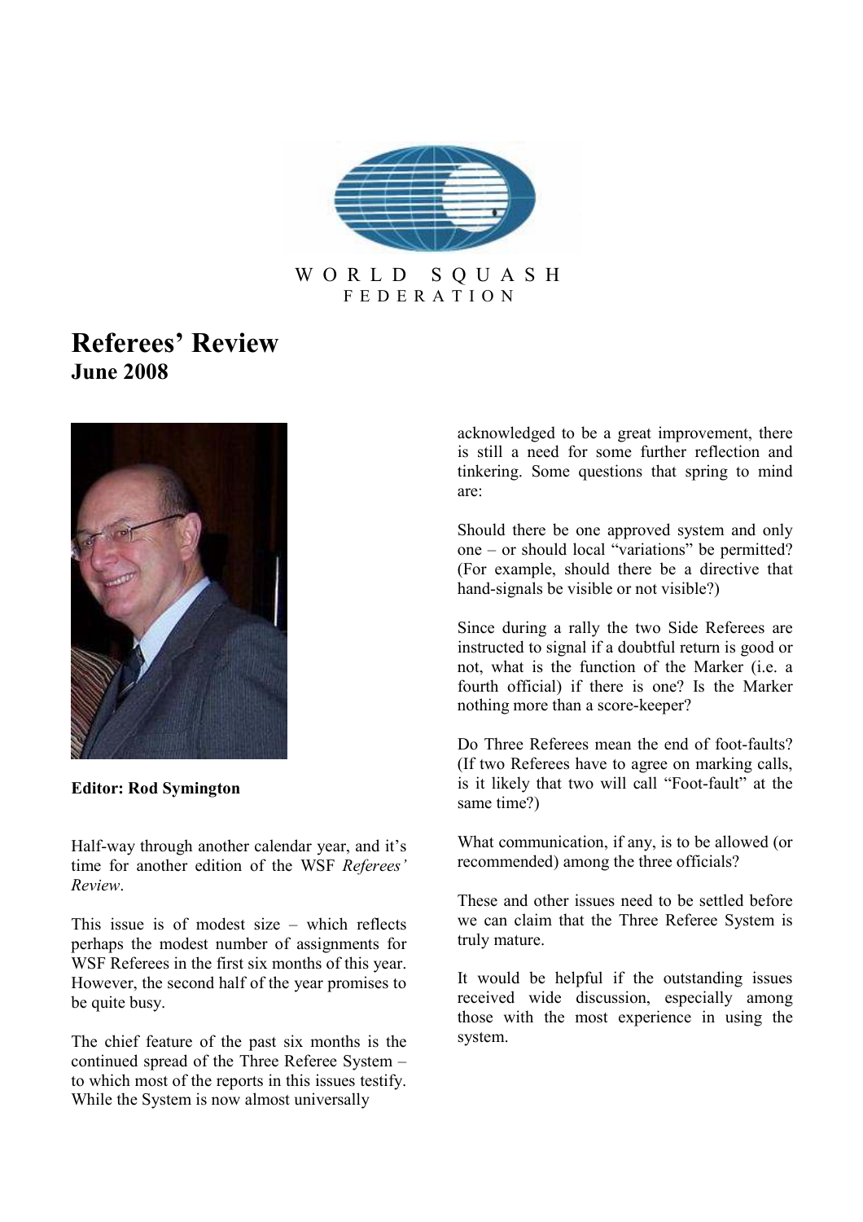WORLD SQUASH FEDERATION

# Referees' Review
## June 2008

**Editor: Rod Symington**

Half-way through another calendar year, and it's time for another edition of the WSF *Referees' Review*.

This issue is of modest size – which reflects perhaps the modest number of assignments for WSF Referees in the first six months of this year. However, the second half of the year promises to be quite busy.

The chief feature of the past six months is the continued spread of the Three Referee System – to which most of the reports in this issues testify. While the System is now almost universally acknowledged to be a great improvement, there is still a need for some further reflection and tinkering. Some questions that spring to mind are:

Should there be one approved system and only one – or should local "variations" be permitted? (For example, should there be a directive that hand-signals be visible or not visible?)

Since during a rally the two Side Referees are instructed to signal if a doubtful return is good or not, what is the function of the Marker (i.e. a fourth official) if there is one? Is the Marker nothing more than a score-keeper?

Do Three Referees mean the end of foot-faults? (If two Referees have to agree on marking calls, is it likely that two will call "Foot-fault" at the same time?)

What communication, if any, is to be allowed (or recommended) among the three officials?

These and other issues need to be settled before we can claim that the Three Referee System is truly mature.

It would be helpful if the outstanding issues received wide discussion, especially among those with the most experience in using the system.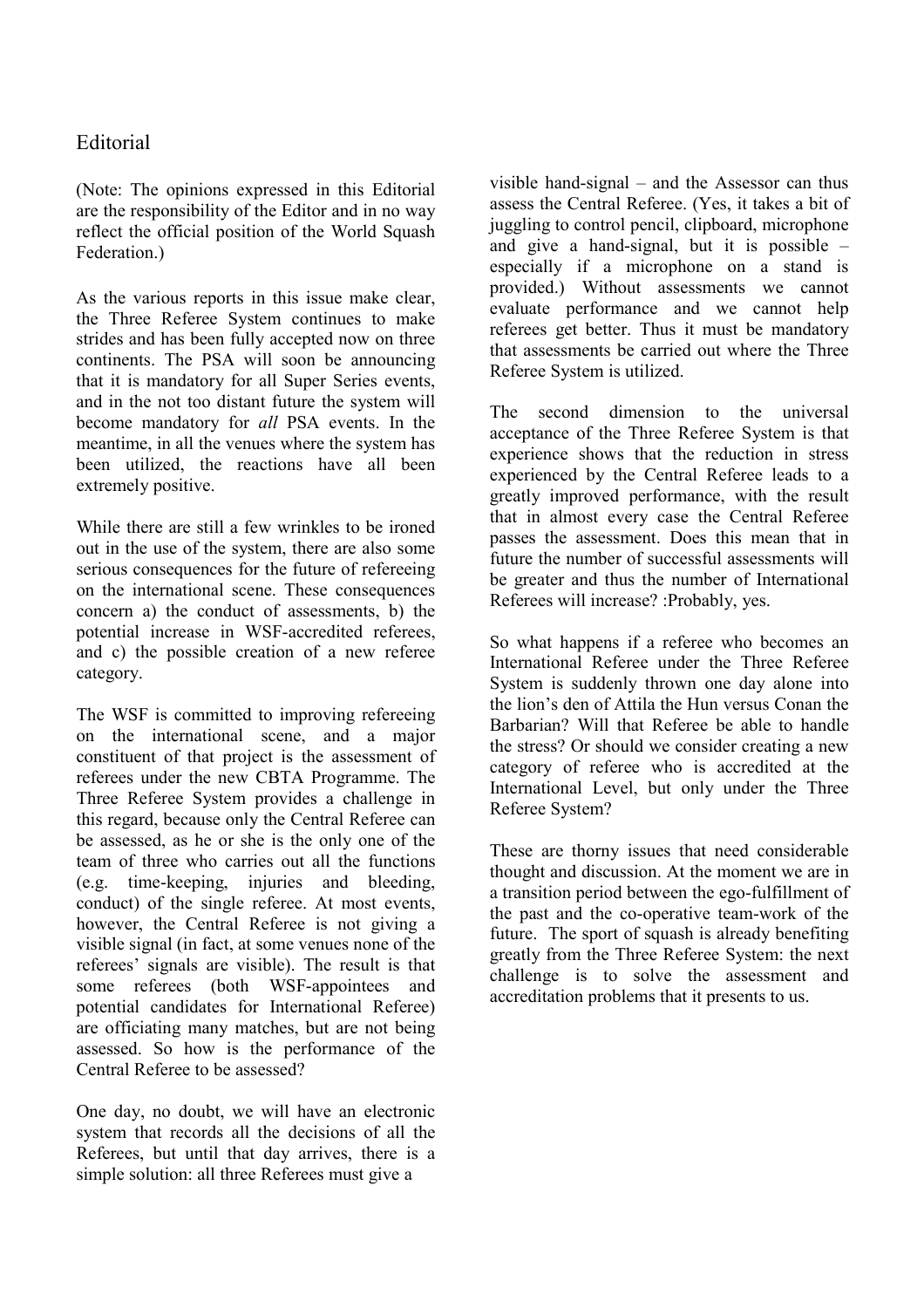# Editorial

(Note: The opinions expressed in this Editorial are the responsibility of the Editor and in no way reflect the official position of the World Squash Federation.)

As the various reports in this issue make clear, the Three Referee System continues to make strides and has been fully accepted now on three continents. The PSA will soon be announcing that it is mandatory for all Super Series events, and in the not too distant future the system will become mandatory for *all* PSA events. In the meantime, in all the venues where the system has been utilized, the reactions have all been extremely positive.

While there are still a few wrinkles to be ironed out in the use of the system, there are also some serious consequences for the future of refereeing on the international scene. These consequences concern a) the conduct of assessments, b) the potential increase in WSF-accredited referees, and c) the possible creation of a new referee category.

The WSF is committed to improving refereeing on the international scene, and a major constituent of that project is the assessment of referees under the new CBTA Programme. The Three Referee System provides a challenge in this regard, because only the Central Referee can be assessed, as he or she is the only one of the team of three who carries out all the functions (e.g. time-keeping, injuries and bleeding, conduct) of the single referee. At most events, however, the Central Referee is not giving a visible signal (in fact, at some venues none of the referees' signals are visible). The result is that some referees (both WSF-appointees and potential candidates for International Referee) are officiating many matches, but are not being assessed. So how is the performance of the Central Referee to be assessed?

One day, no doubt, we will have an electronic system that records all the decisions of all the Referees, but until that day arrives, there is a simple solution: all three Referees must give a visible hand-signal – and the Assessor can thus assess the Central Referee. (Yes, it takes a bit of juggling to control pencil, clipboard, microphone and give a hand-signal, but it is possible – especially if a microphone on a stand is provided.) Without assessments we cannot evaluate performance and we cannot help referees get better. Thus it must be mandatory that assessments be carried out where the Three Referee System is utilized.

The second dimension to the universal acceptance of the Three Referee System is that experience shows that the reduction in stress experienced by the Central Referee leads to a greatly improved performance, with the result that in almost every case the Central Referee passes the assessment. Does this mean that in future the number of successful assessments will be greater and thus the number of International Referees will increase? :Probably, yes.

So what happens if a referee who becomes an International Referee under the Three Referee System is suddenly thrown one day alone into the lion's den of Attila the Hun versus Conan the Barbarian? Will that Referee be able to handle the stress? Or should we consider creating a new category of referee who is accredited at the International Level, but only under the Three Referee System?

These are thorny issues that need considerable thought and discussion. At the moment we are in a transition period between the ego-fulfillment of the past and the co-operative team-work of the future. The sport of squash is already benefiting greatly from the Three Referee System: the next challenge is to solve the assessment and accreditation problems that it presents to us.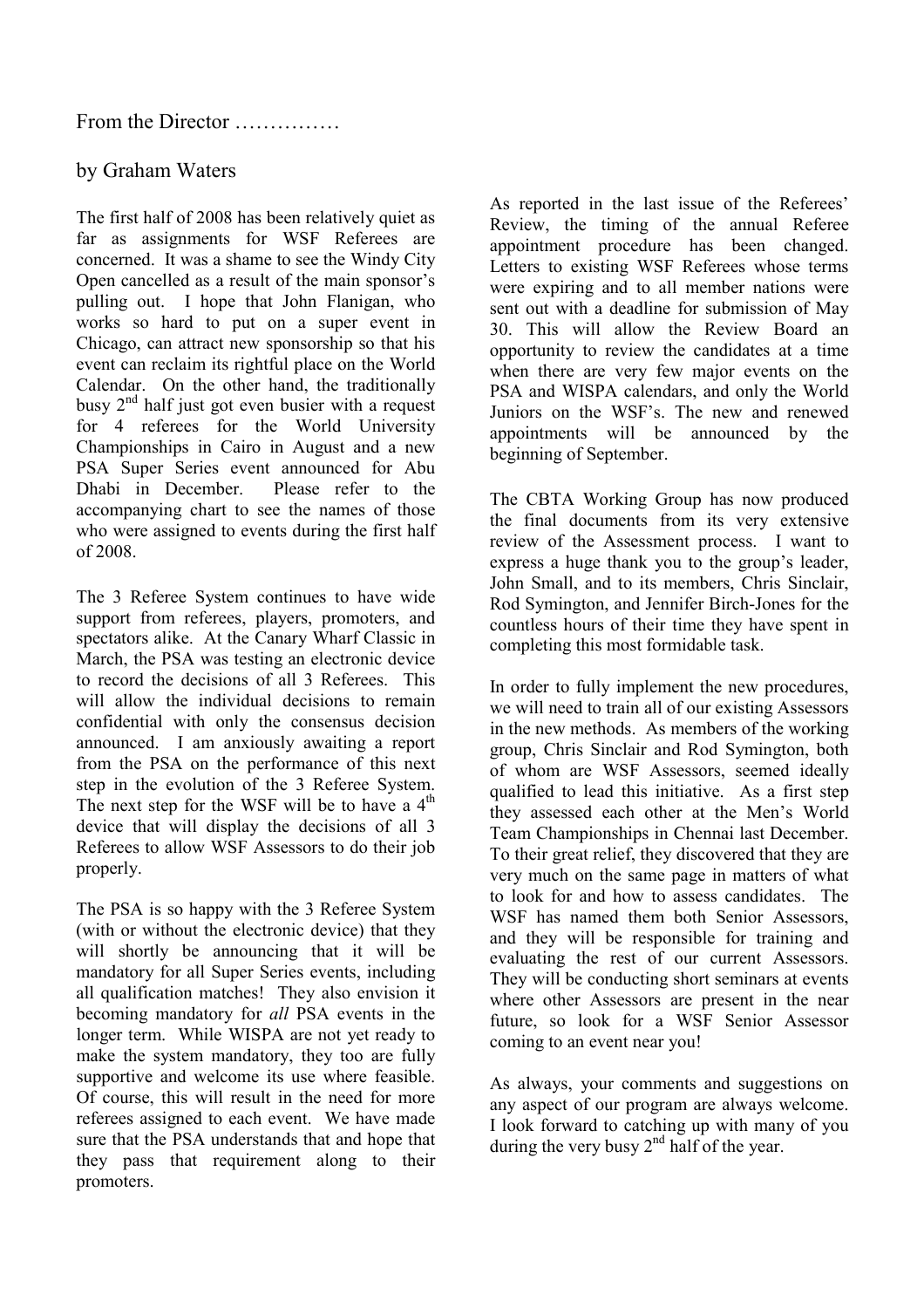# From the Director ……………

## by Graham Waters

The first half of 2008 has been relatively quiet as far as assignments for WSF Referees are concerned. It was a shame to see the Windy City Open cancelled as a result of the main sponsor's pulling out. I hope that John Flanigan, who works so hard to put on a super event in Chicago, can attract new sponsorship so that his event can reclaim its rightful place on the World Calendar. On the other hand, the traditionally busy 2nd half just got even busier with a request for 4 referees for the World University Championships in Cairo in August and a new PSA Super Series event announced for Abu Dhabi in December. Please refer to the accompanying chart to see the names of those who were assigned to events during the first half of 2008.

The 3 Referee System continues to have wide support from referees, players, promoters, and spectators alike. At the Canary Wharf Classic in March, the PSA was testing an electronic device to record the decisions of all 3 Referees. This will allow the individual decisions to remain confidential with only the consensus decision announced. I am anxiously awaiting a report from the PSA on the performance of this next step in the evolution of the 3 Referee System. The next step for the WSF will be to have a 4th device that will display the decisions of all 3 Referees to allow WSF Assessors to do their job properly.

The PSA is so happy with the 3 Referee System (with or without the electronic device) that they will shortly be announcing that it will be mandatory for all Super Series events, including all qualification matches! They also envision it becoming mandatory for *all* PSA events in the longer term. While WISPA are not yet ready to make the system mandatory, they too are fully supportive and welcome its use where feasible. Of course, this will result in the need for more referees assigned to each event. We have made sure that the PSA understands that and hope that they pass that requirement along to their promoters.

As reported in the last issue of the Referees' Review, the timing of the annual Referee appointment procedure has been changed. Letters to existing WSF Referees whose terms were expiring and to all member nations were sent out with a deadline for submission of May 30. This will allow the Review Board an opportunity to review the candidates at a time when there are very few major events on the PSA and WISPA calendars, and only the World Juniors on the WSF's. The new and renewed appointments will be announced by the beginning of September.

The CBTA Working Group has now produced the final documents from its very extensive review of the Assessment process. I want to express a huge thank you to the group's leader, John Small, and to its members, Chris Sinclair, Rod Symington, and Jennifer Birch-Jones for the countless hours of their time they have spent in completing this most formidable task.

In order to fully implement the new procedures, we will need to train all of our existing Assessors in the new methods. As members of the working group, Chris Sinclair and Rod Symington, both of whom are WSF Assessors, seemed ideally qualified to lead this initiative. As a first step they assessed each other at the Men's World Team Championships in Chennai last December. To their great relief, they discovered that they are very much on the same page in matters of what to look for and how to assess candidates. The WSF has named them both Senior Assessors, and they will be responsible for training and evaluating the rest of our current Assessors. They will be conducting short seminars at events where other Assessors are present in the near future, so look for a WSF Senior Assessor coming to an event near you!

As always, your comments and suggestions on any aspect of our program are always welcome. I look forward to catching up with many of you during the very busy 2nd half of the year.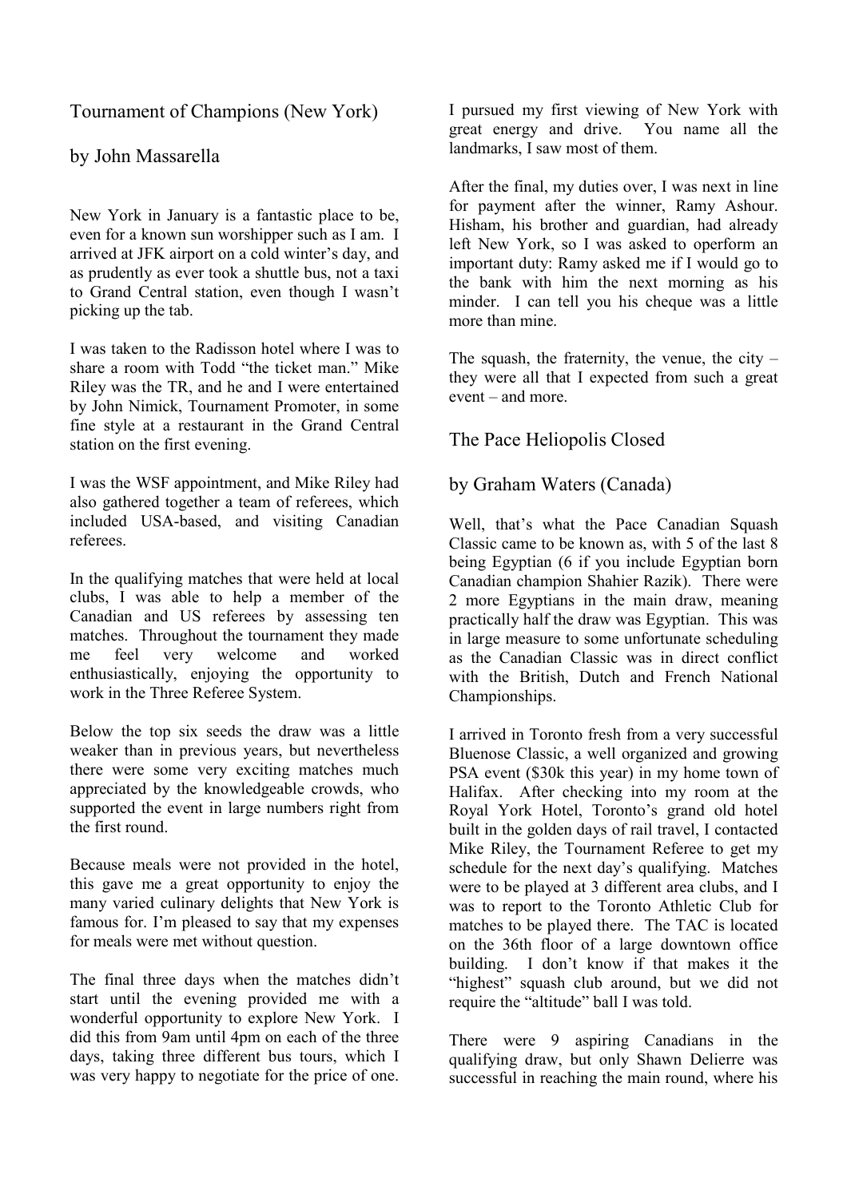## Tournament of Champions (New York)

### by John Massarella

New York in January is a fantastic place to be, even for a known sun worshipper such as I am. I arrived at JFK airport on a cold winter's day, and as prudently as ever took a shuttle bus, not a taxi to Grand Central station, even though I wasn't picking up the tab.

I was taken to the Radisson hotel where I was to share a room with Todd "the ticket man." Mike Riley was the TR, and he and I were entertained by John Nimick, Tournament Promoter, in some fine style at a restaurant in the Grand Central station on the first evening.

I was the WSF appointment, and Mike Riley had also gathered together a team of referees, which included USA-based, and visiting Canadian referees.

In the qualifying matches that were held at local clubs, I was able to help a member of the Canadian and US referees by assessing ten matches. Throughout the tournament they made me feel very welcome and worked enthusiastically, enjoying the opportunity to work in the Three Referee System.

Below the top six seeds the draw was a little weaker than in previous years, but nevertheless there were some very exciting matches much appreciated by the knowledgeable crowds, who supported the event in large numbers right from the first round.

Because meals were not provided in the hotel, this gave me a great opportunity to enjoy the many varied culinary delights that New York is famous for. I'm pleased to say that my expenses for meals were met without question.

The final three days when the matches didn't start until the evening provided me with a wonderful opportunity to explore New York. I did this from 9am until 4pm on each of the three days, taking three different bus tours, which I was very happy to negotiate for the price of one.

I pursued my first viewing of New York with great energy and drive. You name all the landmarks, I saw most of them.

After the final, my duties over, I was next in line for payment after the winner, Ramy Ashour. Hisham, his brother and guardian, had already left New York, so I was asked to operform an important duty: Ramy asked me if I would go to the bank with him the next morning as his minder. I can tell you his cheque was a little more than mine.

The squash, the fraternity, the venue, the city – they were all that I expected from such a great event – and more.

## The Pace Heliopolis Closed

### by Graham Waters (Canada)

Well, that's what the Pace Canadian Squash Classic came to be known as, with 5 of the last 8 being Egyptian (6 if you include Egyptian born Canadian champion Shahier Razik). There were 2 more Egyptians in the main draw, meaning practically half the draw was Egyptian. This was in large measure to some unfortunate scheduling as the Canadian Classic was in direct conflict with the British, Dutch and French National Championships.

I arrived in Toronto fresh from a very successful Bluenose Classic, a well organized and growing PSA event ($30k this year) in my home town of Halifax. After checking into my room at the Royal York Hotel, Toronto's grand old hotel built in the golden days of rail travel, I contacted Mike Riley, the Tournament Referee to get my schedule for the next day's qualifying. Matches were to be played at 3 different area clubs, and I was to report to the Toronto Athletic Club for matches to be played there. The TAC is located on the 36th floor of a large downtown office building. I don't know if that makes it the "highest" squash club around, but we did not require the "altitude" ball I was told.

There were 9 aspiring Canadians in the qualifying draw, but only Shawn Delierre was successful in reaching the main round, where his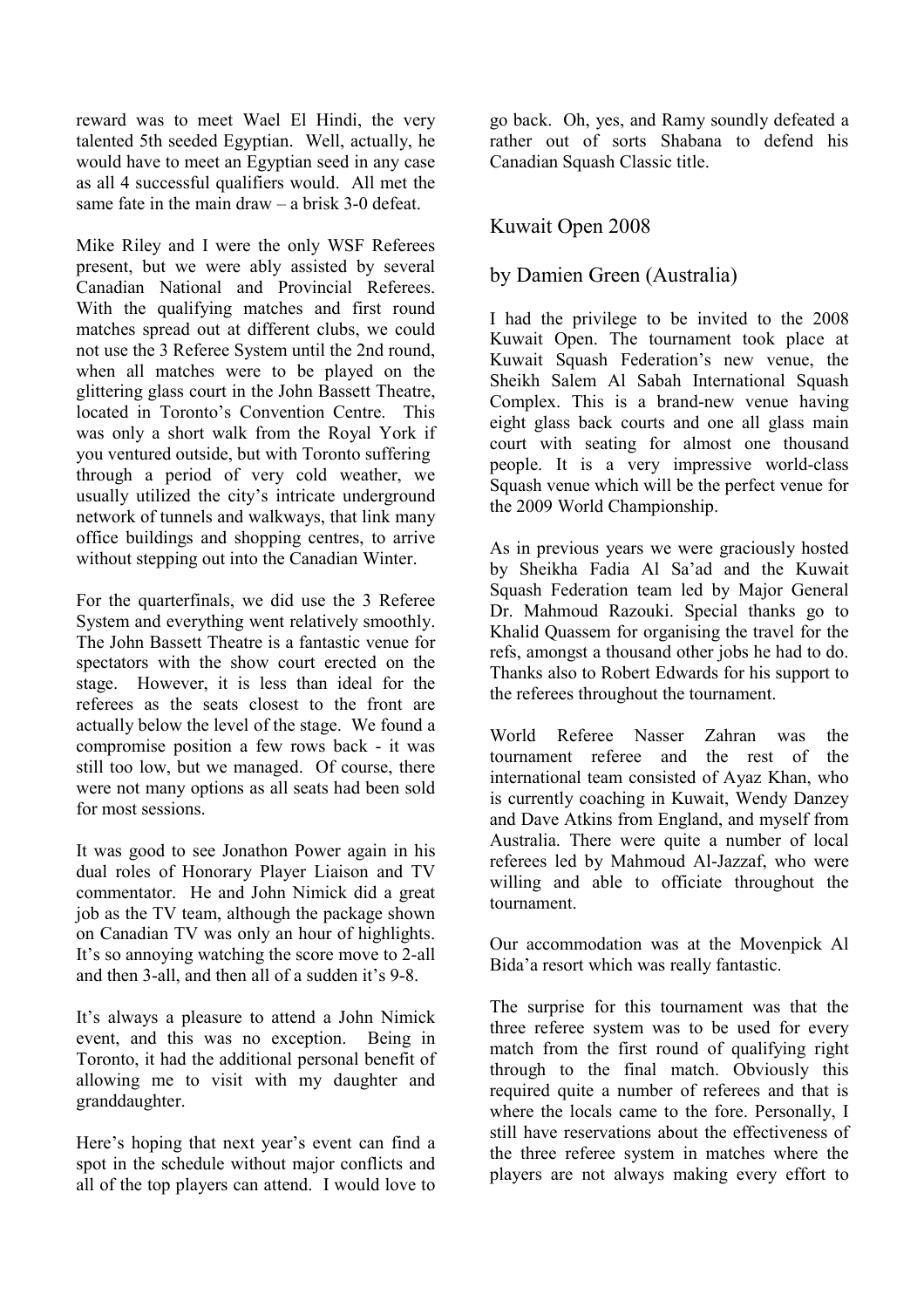reward was to meet Wael El Hindi, the very talented 5th seeded Egyptian. Well, actually, he would have to meet an Egyptian seed in any case as all 4 successful qualifiers would. All met the same fate in the main draw – a brisk 3-0 defeat.

Mike Riley and I were the only WSF Referees present, but we were ably assisted by several Canadian National and Provincial Referees. With the qualifying matches and first round matches spread out at different clubs, we could not use the 3 Referee System until the 2nd round, when all matches were to be played on the glittering glass court in the John Bassett Theatre, located in Toronto's Convention Centre. This was only a short walk from the Royal York if you ventured outside, but with Toronto suffering through a period of very cold weather, we usually utilized the city's intricate underground network of tunnels and walkways, that link many office buildings and shopping centres, to arrive without stepping out into the Canadian Winter.

For the quarterfinals, we did use the 3 Referee System and everything went relatively smoothly. The John Bassett Theatre is a fantastic venue for spectators with the show court erected on the stage. However, it is less than ideal for the referees as the seats closest to the front are actually below the level of the stage. We found a compromise position a few rows back - it was still too low, but we managed. Of course, there were not many options as all seats had been sold for most sessions.

It was good to see Jonathon Power again in his dual roles of Honorary Player Liaison and TV commentator. He and John Nimick did a great job as the TV team, although the package shown on Canadian TV was only an hour of highlights. It's so annoying watching the score move to 2-all and then 3-all, and then all of a sudden it's 9-8.

It's always a pleasure to attend a John Nimick event, and this was no exception. Being in Toronto, it had the additional personal benefit of allowing me to visit with my daughter and granddaughter.

Here's hoping that next year's event can find a spot in the schedule without major conflicts and all of the top players can attend. I would love to go back. Oh, yes, and Ramy soundly defeated a rather out of sorts Shabana to defend his Canadian Squash Classic title.

## Kuwait Open 2008

### by Damien Green (Australia)

I had the privilege to be invited to the 2008 Kuwait Open. The tournament took place at Kuwait Squash Federation's new venue, the Sheikh Salem Al Sabah International Squash Complex. This is a brand-new venue having eight glass back courts and one all glass main court with seating for almost one thousand people. It is a very impressive world-class Squash venue which will be the perfect venue for the 2009 World Championship.

As in previous years we were graciously hosted by Sheikha Fadia Al Sa'ad and the Kuwait Squash Federation team led by Major General Dr. Mahmoud Razouki. Special thanks go to Khalid Quassem for organising the travel for the refs, amongst a thousand other jobs he had to do. Thanks also to Robert Edwards for his support to the referees throughout the tournament.

World Referee Nasser Zahran was the tournament referee and the rest of the international team consisted of Ayaz Khan, who is currently coaching in Kuwait, Wendy Danzey and Dave Atkins from England, and myself from Australia. There were quite a number of local referees led by Mahmoud Al-Jazzaf, who were willing and able to officiate throughout the tournament.

Our accommodation was at the Movenpick Al Bida'a resort which was really fantastic.

The surprise for this tournament was that the three referee system was to be used for every match from the first round of qualifying right through to the final match. Obviously this required quite a number of referees and that is where the locals came to the fore. Personally, I still have reservations about the effectiveness of the three referee system in matches where the players are not always making every effort to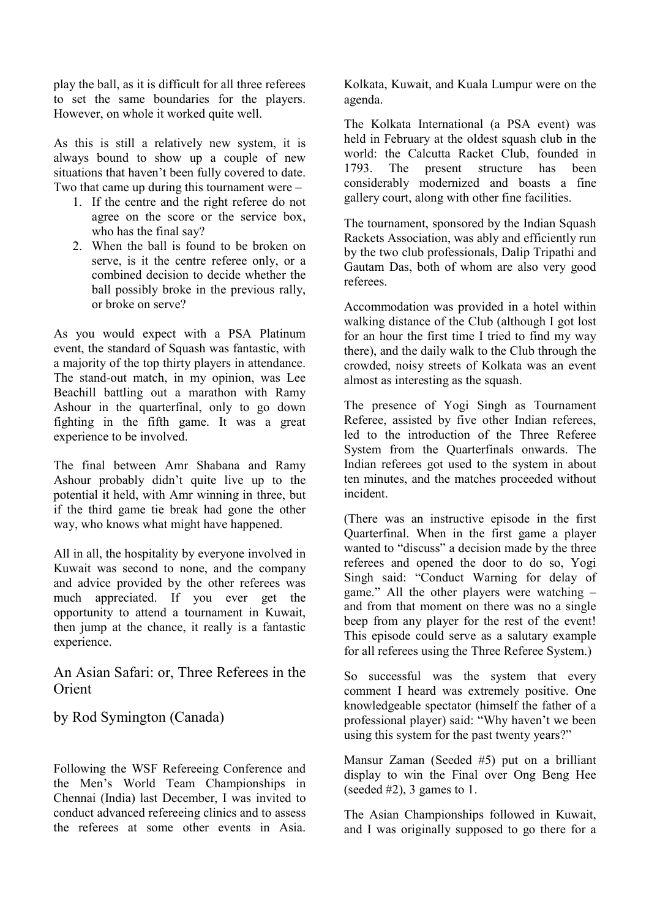play the ball, as it is difficult for all three referees to set the same boundaries for the players. However, on whole it worked quite well.

As this is still a relatively new system, it is always bound to show up a couple of new situations that haven't been fully covered to date. Two that came up during this tournament were –

1. If the centre and the right referee do not agree on the score or the service box, who has the final say?
2. When the ball is found to be broken on serve, is it the centre referee only, or a combined decision to decide whether the ball possibly broke in the previous rally, or broke on serve?

As you would expect with a PSA Platinum event, the standard of Squash was fantastic, with a majority of the top thirty players in attendance. The stand-out match, in my opinion, was Lee Beachill battling out a marathon with Ramy Ashour in the quarterfinal, only to go down fighting in the fifth game. It was a great experience to be involved.

The final between Amr Shabana and Ramy Ashour probably didn't quite live up to the potential it held, with Amr winning in three, but if the third game tie break had gone the other way, who knows what might have happened.

All in all, the hospitality by everyone involved in Kuwait was second to none, and the company and advice provided by the other referees was much appreciated. If you ever get the opportunity to attend a tournament in Kuwait, then jump at the chance, it really is a fantastic experience.

## An Asian Safari: or, Three Referees in the Orient

### by Rod Symington (Canada)

Following the WSF Refereeing Conference and the Men's World Team Championships in Chennai (India) last December, I was invited to conduct advanced refereeing clinics and to assess the referees at some other events in Asia. Kolkata, Kuwait, and Kuala Lumpur were on the agenda.

The Kolkata International (a PSA event) was held in February at the oldest squash club in the world: the Calcutta Racket Club, founded in 1793. The present structure has been considerably modernized and boasts a fine gallery court, along with other fine facilities.

The tournament, sponsored by the Indian Squash Rackets Association, was ably and efficiently run by the two club professionals, Dalip Tripathi and Gautam Das, both of whom are also very good referees.

Accommodation was provided in a hotel within walking distance of the Club (although I got lost for an hour the first time I tried to find my way there), and the daily walk to the Club through the crowded, noisy streets of Kolkata was an event almost as interesting as the squash.

The presence of Yogi Singh as Tournament Referee, assisted by five other Indian referees, led to the introduction of the Three Referee System from the Quarterfinals onwards. The Indian referees got used to the system in about ten minutes, and the matches proceeded without incident.

(There was an instructive episode in the first Quarterfinal. When in the first game a player wanted to "discuss" a decision made by the three referees and opened the door to do so, Yogi Singh said: "Conduct Warning for delay of game." All the other players were watching – and from that moment on there was no a single beep from any player for the rest of the event! This episode could serve as a salutary example for all referees using the Three Referee System.)

So successful was the system that every comment I heard was extremely positive. One knowledgeable spectator (himself the father of a professional player) said: "Why haven't we been using this system for the past twenty years?"

Mansur Zaman (Seeded #5) put on a brilliant display to win the Final over Ong Beng Hee (seeded #2), 3 games to 1.

The Asian Championships followed in Kuwait, and I was originally supposed to go there for a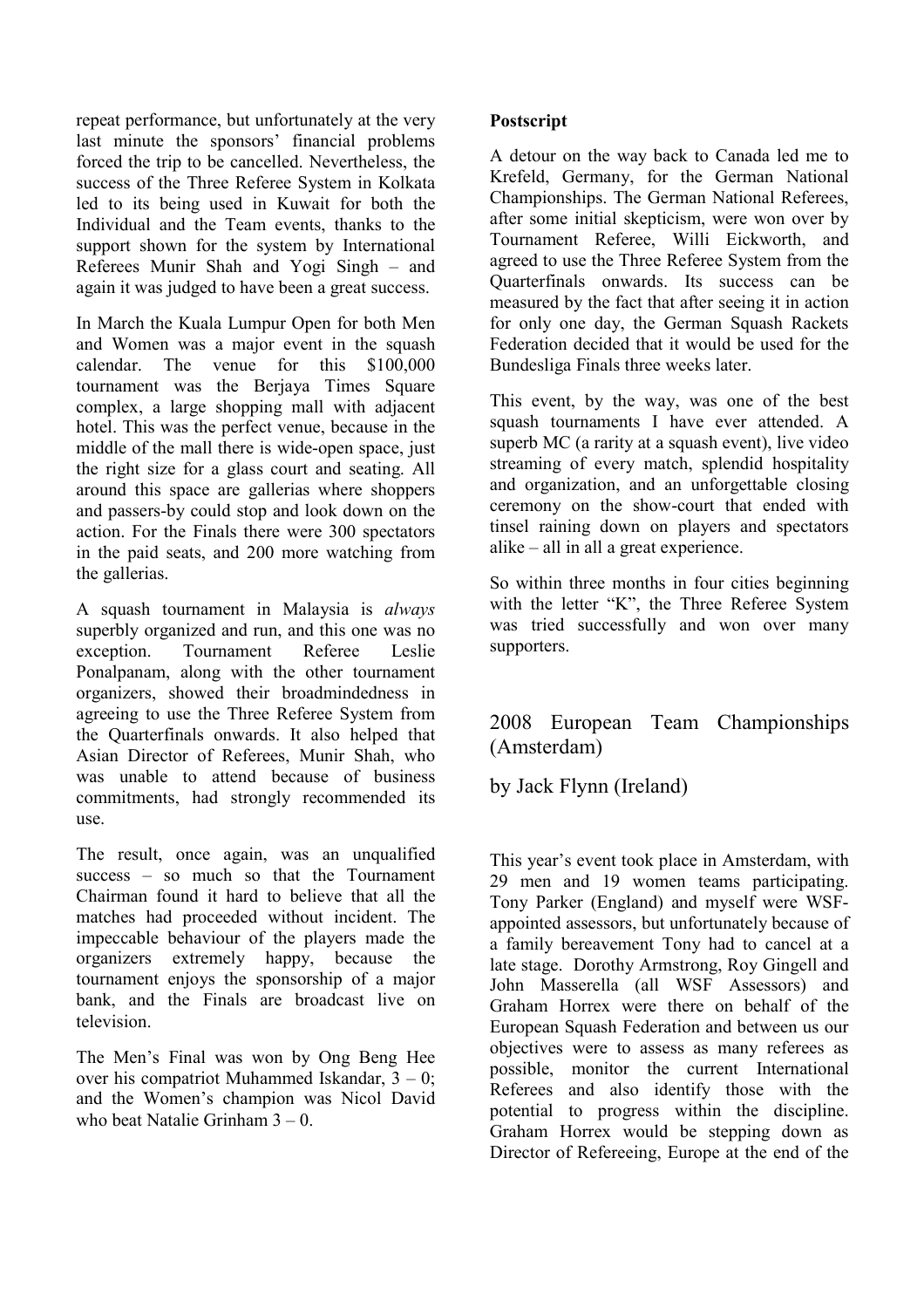repeat performance, but unfortunately at the very last minute the sponsors' financial problems forced the trip to be cancelled. Nevertheless, the success of the Three Referee System in Kolkata led to its being used in Kuwait for both the Individual and the Team events, thanks to the support shown for the system by International Referees Munir Shah and Yogi Singh – and again it was judged to have been a great success.

In March the Kuala Lumpur Open for both Men and Women was a major event in the squash calendar. The venue for this $100,000 tournament was the Berjaya Times Square complex, a large shopping mall with adjacent hotel. This was the perfect venue, because in the middle of the mall there is wide-open space, just the right size for a glass court and seating. All around this space are gallerias where shoppers and passers-by could stop and look down on the action. For the Finals there were 300 spectators in the paid seats, and 200 more watching from the gallerias.

A squash tournament in Malaysia is *always* superbly organized and run, and this one was no exception. Tournament Referee Leslie Ponalpanam, along with the other tournament organizers, showed their broadmindedness in agreeing to use the Three Referee System from the Quarterfinals onwards. It also helped that Asian Director of Referees, Munir Shah, who was unable to attend because of business commitments, had strongly recommended its use.

The result, once again, was an unqualified success – so much so that the Tournament Chairman found it hard to believe that all the matches had proceeded without incident. The impeccable behaviour of the players made the organizers extremely happy, because the tournament enjoys the sponsorship of a major bank, and the Finals are broadcast live on television.

The Men's Final was won by Ong Beng Hee over his compatriot Muhammed Iskandar, 3 – 0; and the Women's champion was Nicol David who beat Natalie Grinham 3 – 0.

**Postscript**

A detour on the way back to Canada led me to Krefeld, Germany, for the German National Championships. The German National Referees, after some initial skepticism, were won over by Tournament Referee, Willi Eickworth, and agreed to use the Three Referee System from the Quarterfinals onwards. Its success can be measured by the fact that after seeing it in action for only one day, the German Squash Rackets Federation decided that it would be used for the Bundesliga Finals three weeks later.

This event, by the way, was one of the best squash tournaments I have ever attended. A superb MC (a rarity at a squash event), live video streaming of every match, splendid hospitality and organization, and an unforgettable closing ceremony on the show-court that ended with tinsel raining down on players and spectators alike – all in all a great experience.

So within three months in four cities beginning with the letter "K", the Three Referee System was tried successfully and won over many supporters.

## 2008 European Team Championships (Amsterdam)

### by Jack Flynn (Ireland)

This year's event took place in Amsterdam, with 29 men and 19 women teams participating. Tony Parker (England) and myself were WSF-appointed assessors, but unfortunately because of a family bereavement Tony had to cancel at a late stage. Dorothy Armstrong, Roy Gingell and John Masserella (all WSF Assessors) and Graham Horrex were there on behalf of the European Squash Federation and between us our objectives were to assess as many referees as possible, monitor the current International Referees and also identify those with the potential to progress within the discipline. Graham Horrex would be stepping down as Director of Refereeing, Europe at the end of the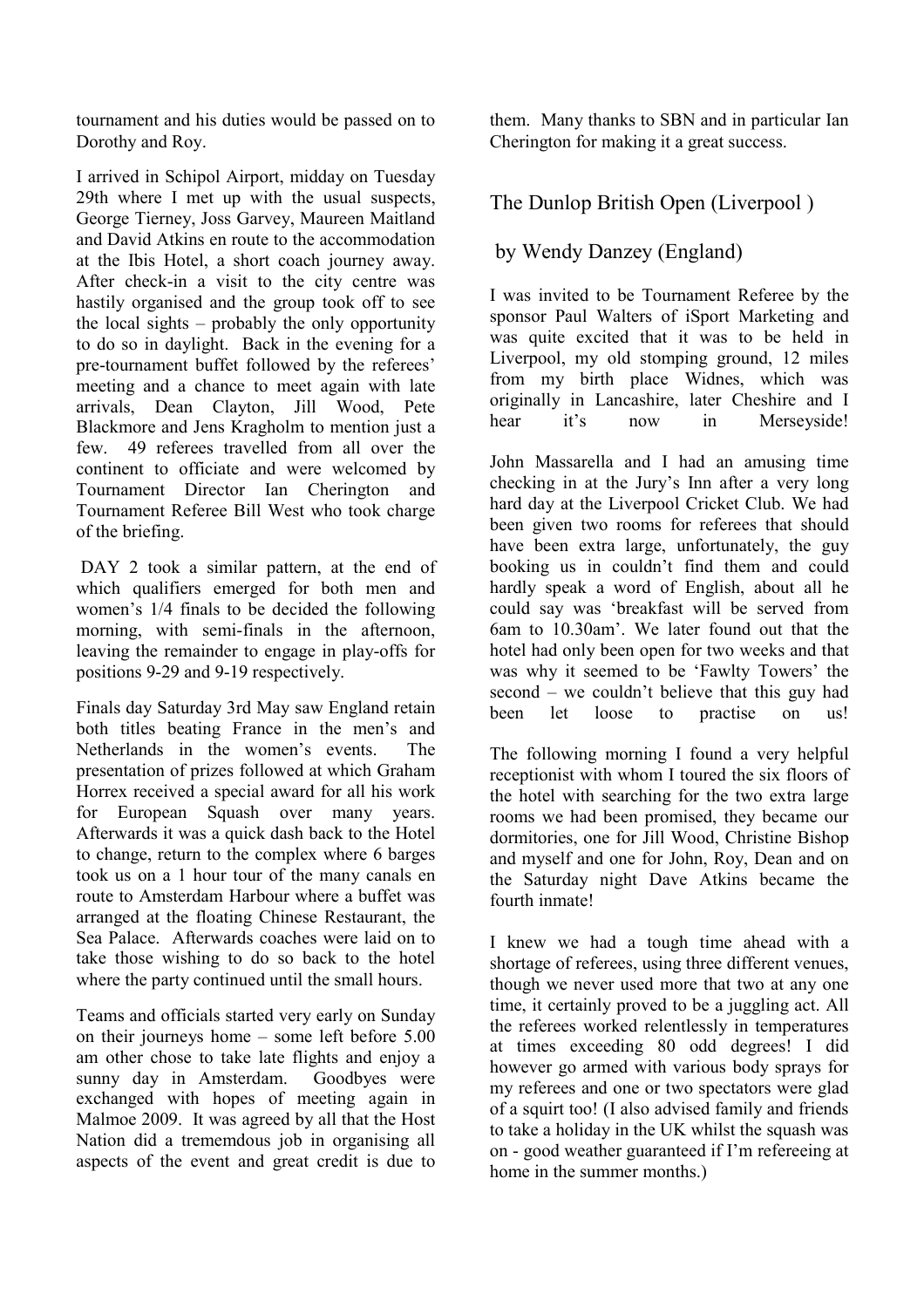tournament and his duties would be passed on to Dorothy and Roy.

I arrived in Schipol Airport, midday on Tuesday 29th where I met up with the usual suspects, George Tierney, Joss Garvey, Maureen Maitland and David Atkins en route to the accommodation at the Ibis Hotel, a short coach journey away. After check-in a visit to the city centre was hastily organised and the group took off to see the local sights – probably the only opportunity to do so in daylight. Back in the evening for a pre-tournament buffet followed by the referees' meeting and a chance to meet again with late arrivals, Dean Clayton, Jill Wood, Pete Blackmore and Jens Kragholm to mention just a few. 49 referees travelled from all over the continent to officiate and were welcomed by Tournament Director Ian Cherington and Tournament Referee Bill West who took charge of the briefing.

DAY 2 took a similar pattern, at the end of which qualifiers emerged for both men and women's 1/4 finals to be decided the following morning, with semi-finals in the afternoon, leaving the remainder to engage in play-offs for positions 9-29 and 9-19 respectively.

Finals day Saturday 3rd May saw England retain both titles beating France in the men's and Netherlands in the women's events. The presentation of prizes followed at which Graham Horrex received a special award for all his work for European Squash over many years. Afterwards it was a quick dash back to the Hotel to change, return to the complex where 6 barges took us on a 1 hour tour of the many canals en route to Amsterdam Harbour where a buffet was arranged at the floating Chinese Restaurant, the Sea Palace. Afterwards coaches were laid on to take those wishing to do so back to the hotel where the party continued until the small hours.

Teams and officials started very early on Sunday on their journeys home – some left before 5.00 am other chose to take late flights and enjoy a sunny day in Amsterdam. Goodbyes were exchanged with hopes of meeting again in Malmoe 2009. It was agreed by all that the Host Nation did a trememdous job in organising all aspects of the event and great credit is due to them. Many thanks to SBN and in particular Ian Cherington for making it a great success.

## The Dunlop British Open (Liverpool )

### by Wendy Danzey (England)

I was invited to be Tournament Referee by the sponsor Paul Walters of iSport Marketing and was quite excited that it was to be held in Liverpool, my old stomping ground, 12 miles from my birth place Widnes, which was originally in Lancashire, later Cheshire and I hear it's now in Merseyside!

John Massarella and I had an amusing time checking in at the Jury's Inn after a very long hard day at the Liverpool Cricket Club. We had been given two rooms for referees that should have been extra large, unfortunately, the guy booking us in couldn't find them and could hardly speak a word of English, about all he could say was 'breakfast will be served from 6am to 10.30am'. We later found out that the hotel had only been open for two weeks and that was why it seemed to be 'Fawlty Towers' the second – we couldn't believe that this guy had been let loose to practise on us!

The following morning I found a very helpful receptionist with whom I toured the six floors of the hotel with searching for the two extra large rooms we had been promised, they became our dormitories, one for Jill Wood, Christine Bishop and myself and one for John, Roy, Dean and on the Saturday night Dave Atkins became the fourth inmate!

I knew we had a tough time ahead with a shortage of referees, using three different venues, though we never used more that two at any one time, it certainly proved to be a juggling act. All the referees worked relentlessly in temperatures at times exceeding 80 odd degrees! I did however go armed with various body sprays for my referees and one or two spectators were glad of a squirt too! (I also advised family and friends to take a holiday in the UK whilst the squash was on - good weather guaranteed if I'm refereeing at home in the summer months.)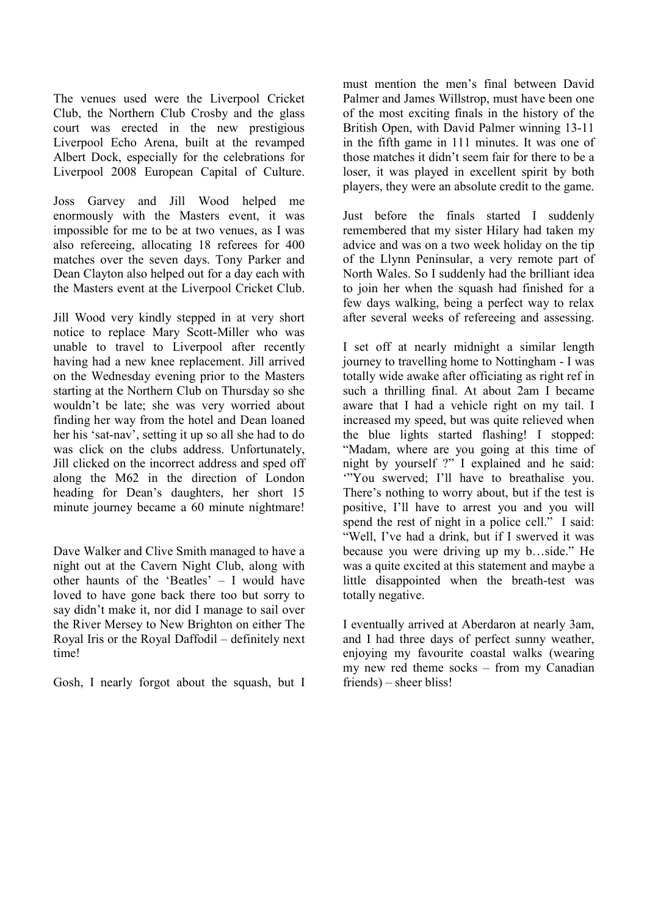The venues used were the Liverpool Cricket Club, the Northern Club Crosby and the glass court was erected in the new prestigious Liverpool Echo Arena, built at the revamped Albert Dock, especially for the celebrations for Liverpool 2008 European Capital of Culture.

Joss Garvey and Jill Wood helped me enormously with the Masters event, it was impossible for me to be at two venues, as I was also refereeing, allocating 18 referees for 400 matches over the seven days. Tony Parker and Dean Clayton also helped out for a day each with the Masters event at the Liverpool Cricket Club.

Jill Wood very kindly stepped in at very short notice to replace Mary Scott-Miller who was unable to travel to Liverpool after recently having had a new knee replacement. Jill arrived on the Wednesday evening prior to the Masters starting at the Northern Club on Thursday so she wouldn't be late; she was very worried about finding her way from the hotel and Dean loaned her his 'sat-nav', setting it up so all she had to do was click on the clubs address. Unfortunately, Jill clicked on the incorrect address and sped off along the M62 in the direction of London heading for Dean's daughters, her short 15 minute journey became a 60 minute nightmare!

Dave Walker and Clive Smith managed to have a night out at the Cavern Night Club, along with other haunts of the 'Beatles' – I would have loved to have gone back there too but sorry to say didn't make it, nor did I manage to sail over the River Mersey to New Brighton on either The Royal Iris or the Royal Daffodil – definitely next time!

Gosh, I nearly forgot about the squash, but I must mention the men's final between David Palmer and James Willstrop, must have been one of the most exciting finals in the history of the British Open, with David Palmer winning 13-11 in the fifth game in 111 minutes. It was one of those matches it didn't seem fair for there to be a loser, it was played in excellent spirit by both players, they were an absolute credit to the game.

Just before the finals started I suddenly remembered that my sister Hilary had taken my advice and was on a two week holiday on the tip of the Llynn Peninsular, a very remote part of North Wales. So I suddenly had the brilliant idea to join her when the squash had finished for a few days walking, being a perfect way to relax after several weeks of refereeing and assessing.

I set off at nearly midnight a similar length journey to travelling home to Nottingham - I was totally wide awake after officiating as right ref in such a thrilling final. At about 2am I became aware that I had a vehicle right on my tail. I increased my speed, but was quite relieved when the blue lights started flashing! I stopped: "Madam, where are you going at this time of night by yourself ?" I explained and he said: '"You swerved; I'll have to breathalise you. There's nothing to worry about, but if the test is positive, I'll have to arrest you and you will spend the rest of night in a police cell." I said: "Well, I've had a drink, but if I swerved it was because you were driving up my b…side." He was a quite excited at this statement and maybe a little disappointed when the breath-test was totally negative.

I eventually arrived at Aberdaron at nearly 3am, and I had three days of perfect sunny weather, enjoying my favourite coastal walks (wearing my new red theme socks – from my Canadian friends) – sheer bliss!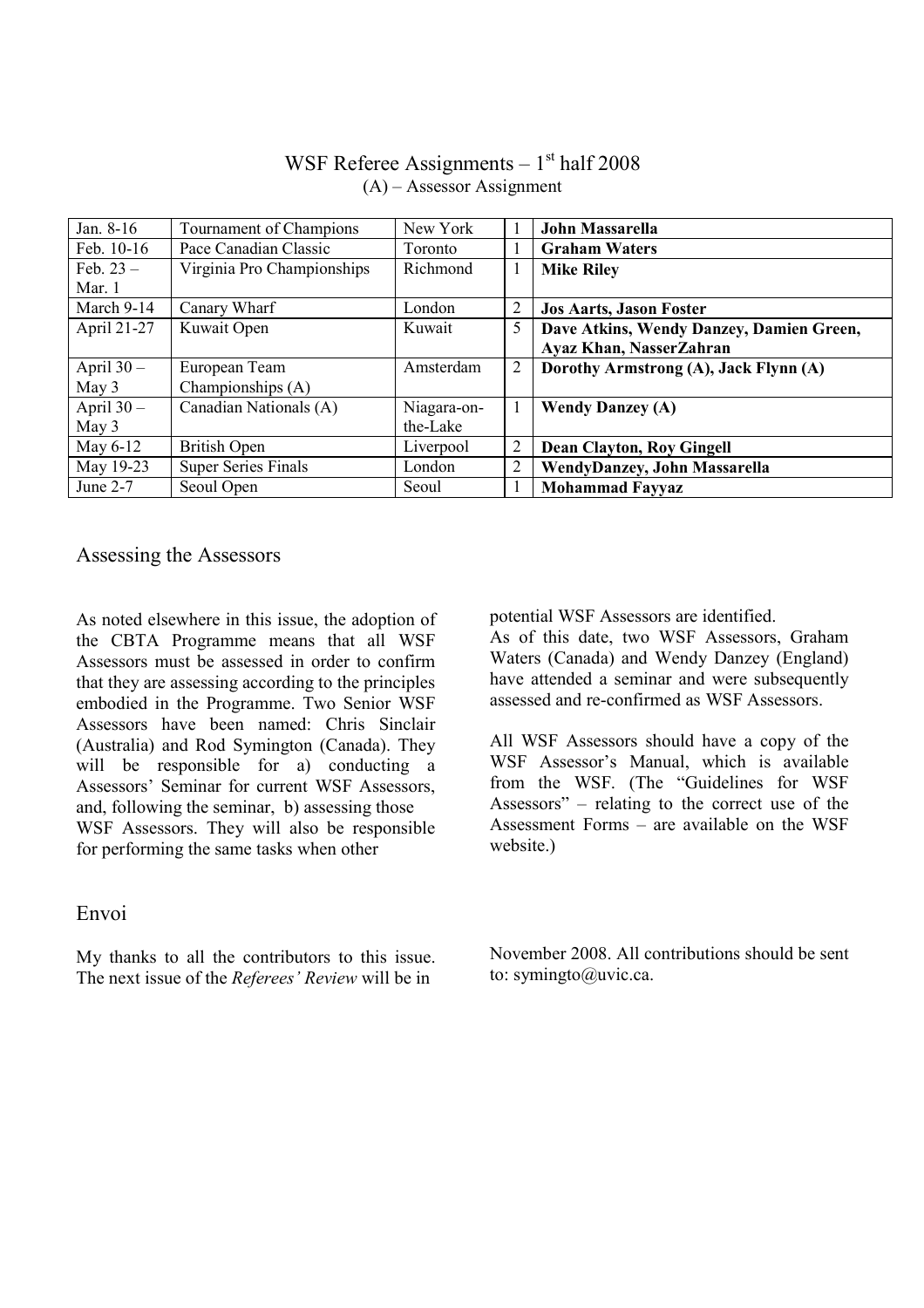# WSF Referee Assignments – 1st half 2008

(A) – Assessor Assignment

| | | | | |
|---|---|---|---|---|
| Jan. 8-16 | Tournament of Champions | New York | 1 | **John Massarella** |
| Feb. 10-16 | Pace Canadian Classic | Toronto | 1 | **Graham Waters** |
| Feb. 23 – Mar. 1 | Virginia Pro Championships | Richmond | 1 | **Mike Riley** |
| March 9-14 | Canary Wharf | London | 2 | **Jos Aarts, Jason Foster** |
| April 21-27 | Kuwait Open | Kuwait | 5 | **Dave Atkins, Wendy Danzey, Damien Green, Ayaz Khan, NasserZahran** |
| April 30 – May 3 | European Team Championships (A) | Amsterdam | 2 | **Dorothy Armstrong (A), Jack Flynn (A)** |
| April 30 – May 3 | Canadian Nationals (A) | Niagara-on-the-Lake | 1 | **Wendy Danzey (A)** |
| May 6-12 | British Open | Liverpool | 2 | **Dean Clayton, Roy Gingell** |
| May 19-23 | Super Series Finals | London | 2 | **WendyDanzey, John Massarella** |
| June 2-7 | Seoul Open | Seoul | 1 | **Mohammad Fayyaz** |

## Assessing the Assessors

As noted elsewhere in this issue, the adoption of the CBTA Programme means that all WSF Assessors must be assessed in order to confirm that they are assessing according to the principles embodied in the Programme. Two Senior WSF Assessors have been named: Chris Sinclair (Australia) and Rod Symington (Canada). They will be responsible for a) conducting a Assessors' Seminar for current WSF Assessors, and, following the seminar, b) assessing those WSF Assessors. They will also be responsible for performing the same tasks when other potential WSF Assessors are identified.

As of this date, two WSF Assessors, Graham Waters (Canada) and Wendy Danzey (England) have attended a seminar and were subsequently assessed and re-confirmed as WSF Assessors.

All WSF Assessors should have a copy of the WSF Assessor's Manual, which is available from the WSF. (The "Guidelines for WSF Assessors" – relating to the correct use of the Assessment Forms – are available on the WSF website.)

## Envoi

My thanks to all the contributors to this issue. The next issue of the *Referees' Review* will be in November 2008. All contributions should be sent to: symingto@uvic.ca.